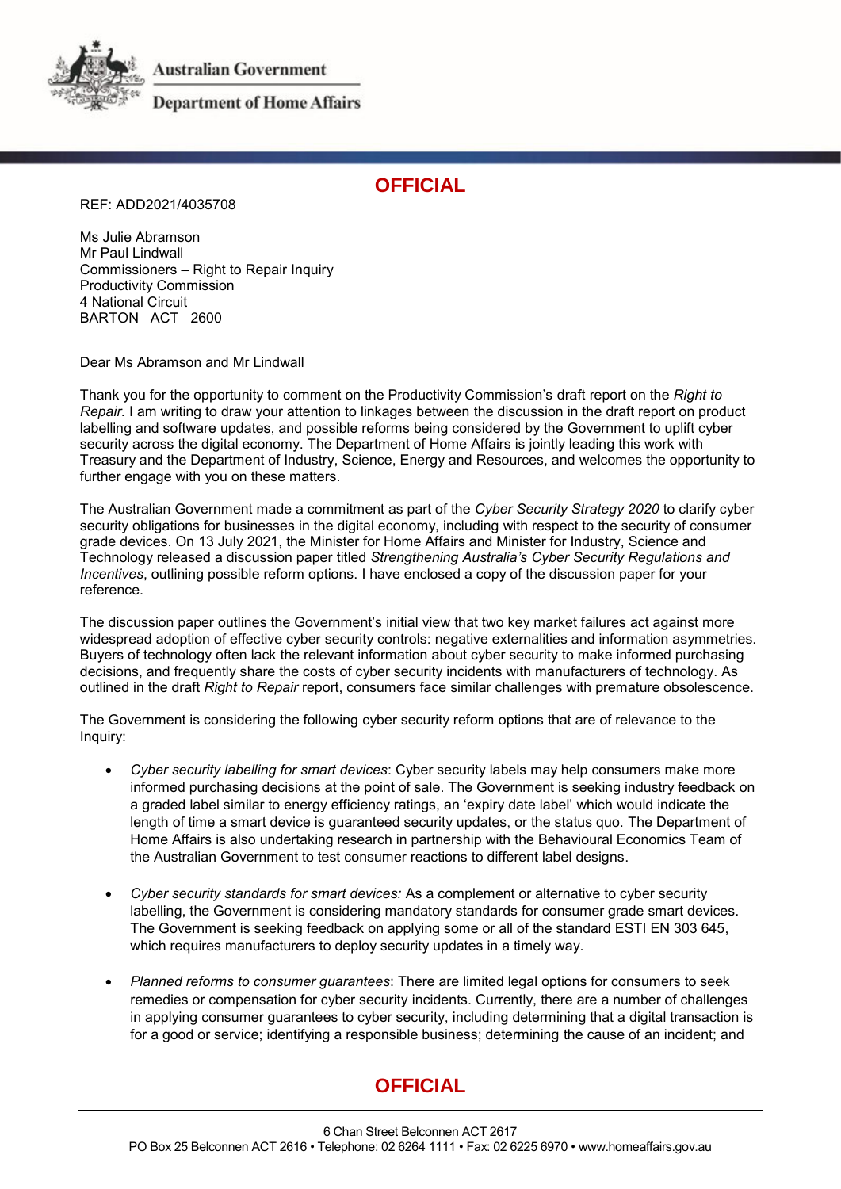Australian Government

Department of Home Affairs

**OFFICIAL**

REF: ADD2021/4035708

Ms Julie Abramson
Mr Paul Lindwall
Commissioners – Right to Repair Inquiry
Productivity Commission
4 National Circuit
BARTON ACT 2600

Dear Ms Abramson and Mr Lindwall

Thank you for the opportunity to comment on the Productivity Commission's draft report on the *Right to Repair.* I am writing to draw your attention to linkages between the discussion in the draft report on product labelling and software updates, and possible reforms being considered by the Government to uplift cyber security across the digital economy. The Department of Home Affairs is jointly leading this work with Treasury and the Department of Industry, Science, Energy and Resources, and welcomes the opportunity to further engage with you on these matters.

The Australian Government made a commitment as part of the *Cyber Security Strategy 2020* to clarify cyber security obligations for businesses in the digital economy, including with respect to the security of consumer grade devices. On 13 July 2021, the Minister for Home Affairs and Minister for Industry, Science and Technology released a discussion paper titled *Strengthening Australia's Cyber Security Regulations and Incentives*, outlining possible reform options. I have enclosed a copy of the discussion paper for your reference.

The discussion paper outlines the Government's initial view that two key market failures act against more widespread adoption of effective cyber security controls: negative externalities and information asymmetries. Buyers of technology often lack the relevant information about cyber security to make informed purchasing decisions, and frequently share the costs of cyber security incidents with manufacturers of technology. As outlined in the draft *Right to Repair* report, consumers face similar challenges with premature obsolescence.

The Government is considering the following cyber security reform options that are of relevance to the Inquiry:

- *Cyber security labelling for smart devices*: Cyber security labels may help consumers make more informed purchasing decisions at the point of sale. The Government is seeking industry feedback on a graded label similar to energy efficiency ratings, an 'expiry date label' which would indicate the length of time a smart device is guaranteed security updates, or the status quo. The Department of Home Affairs is also undertaking research in partnership with the Behavioural Economics Team of the Australian Government to test consumer reactions to different label designs.

- *Cyber security standards for smart devices:* As a complement or alternative to cyber security labelling, the Government is considering mandatory standards for consumer grade smart devices. The Government is seeking feedback on applying some or all of the standard ESTI EN 303 645, which requires manufacturers to deploy security updates in a timely way.

- *Planned reforms to consumer guarantees*: There are limited legal options for consumers to seek remedies or compensation for cyber security incidents. Currently, there are a number of challenges in applying consumer guarantees to cyber security, including determining that a digital transaction is for a good or service; identifying a responsible business; determining the cause of an incident; and

**OFFICIAL**

6 Chan Street Belconnen ACT 2617
PO Box 25 Belconnen ACT 2616 • Telephone: 02 6264 1111 • Fax: 02 6225 6970 • www.homeaffairs.gov.au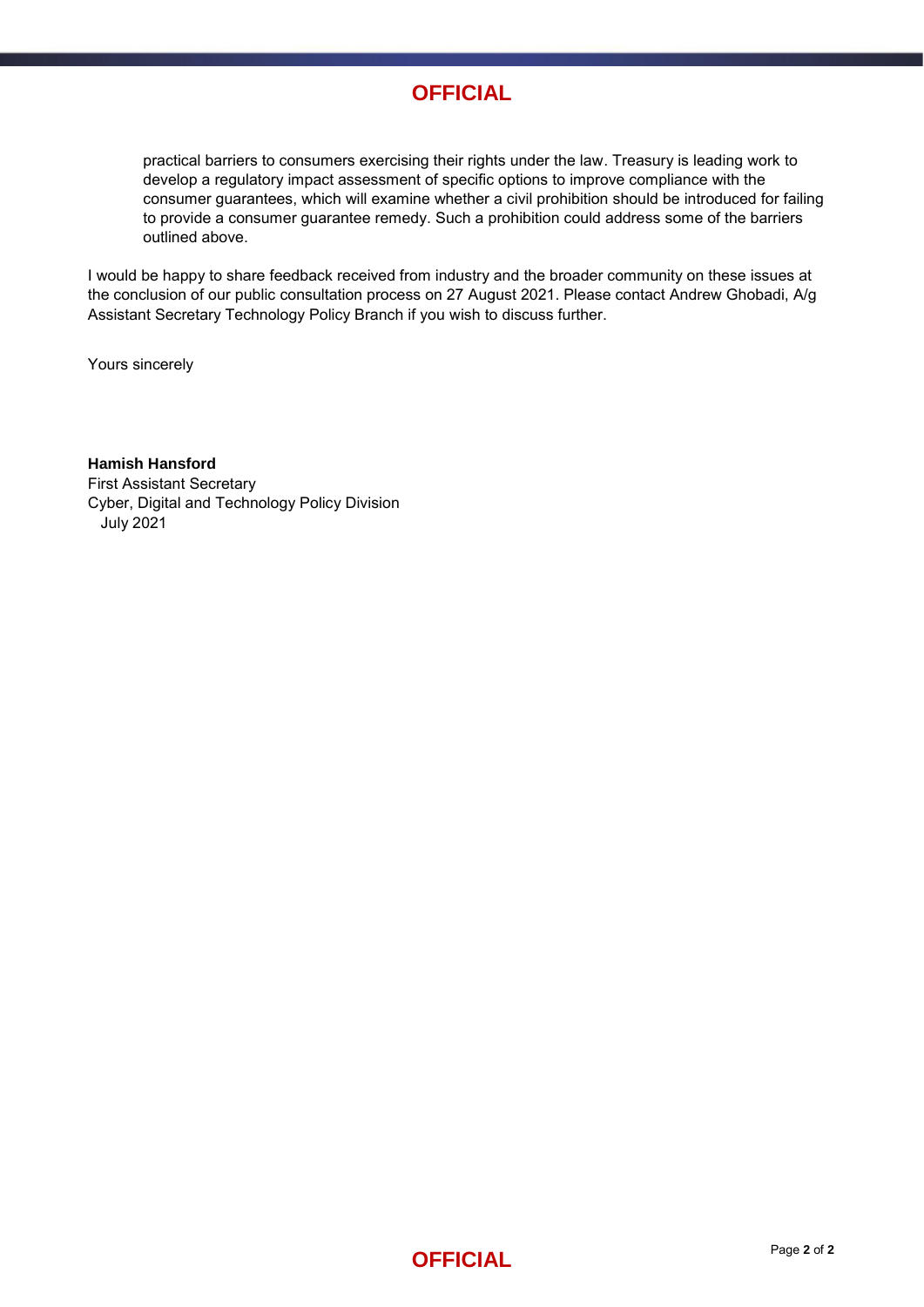practical barriers to consumers exercising their rights under the law. Treasury is leading work to develop a regulatory impact assessment of specific options to improve compliance with the consumer guarantees, which will examine whether a civil prohibition should be introduced for failing to provide a consumer guarantee remedy. Such a prohibition could address some of the barriers outlined above.

I would be happy to share feedback received from industry and the broader community on these issues at the conclusion of our public consultation process on 27 August 2021. Please contact Andrew Ghobadi, A/g Assistant Secretary Technology Policy Branch if you wish to discuss further.

Yours sincerely

**Hamish Hansford**
First Assistant Secretary
Cyber, Digital and Technology Policy Division
July 2021